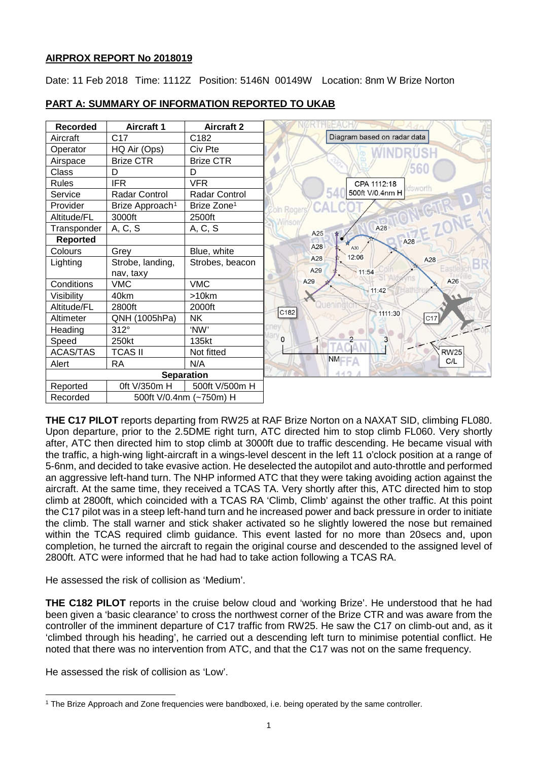## AIRPROX REPORT No 2018019

Date: 11 Feb 2018 Time: 1112Z Position: 5146N 00149W Location: 8nm W Brize Norton

### PART A: SUMMARY OF INFORMATION REPORTED TO UKAB

| Recorded | Aircraft 1 | Aircraft 2 |
|---|---|---|
| Aircraft | C17 | C182 |
| Operator | HQ Air (Ops) | Civ Pte |
| Airspace | Brize CTR | Brize CTR |
| Class | D | D |
| Rules | IFR | VFR |
| Service | Radar Control | Radar Control |
| Provider | Brize Approach[1] | Brize Zone[1] |
| Altitude/FL | 3000ft | 2500ft |
| Transponder | A, C, S | A, C, S |
| **Reported** | | |
| Colours | Grey | Blue, white |
| Lighting | Strobe, landing, nav, taxy | Strobes, beacon |
| Conditions | VMC | VMC |
| Visibility | 40km | >10km |
| Altitude/FL | 2800ft | 2000ft |
| Altimeter | QNH (1005hPa) | NK |
| Heading | 312° | 'NW' |
| Speed | 250kt | 135kt |
| ACAS/TAS | TCAS II | Not fitted |
| Alert | RA | N/A |
| **Separation** | | |
| Reported | 0ft V/350m H | 500ft V/500m H |
| Recorded | 500ft V/0.4nm (~750m) H | |

Diagram based on radar data

CPA 1112:18
500ft V/0.4nm H

**THE C17 PILOT** reports departing from RW25 at RAF Brize Norton on a NAXAT SID, climbing FL080. Upon departure, prior to the 2.5DME right turn, ATC directed him to stop climb FL060. Very shortly after, ATC then directed him to stop climb at 3000ft due to traffic descending. He became visual with the traffic, a high-wing light-aircraft in a wings-level descent in the left 11 o'clock position at a range of 5-6nm, and decided to take evasive action. He deselected the autopilot and auto-throttle and performed an aggressive left-hand turn. The NHP informed ATC that they were taking avoiding action against the aircraft. At the same time, they received a TCAS TA. Very shortly after this, ATC directed him to stop climb at 2800ft, which coincided with a TCAS RA 'Climb, Climb' against the other traffic. At this point the C17 pilot was in a steep left-hand turn and he increased power and back pressure in order to initiate the climb. The stall warner and stick shaker activated so he slightly lowered the nose but remained within the TCAS required climb guidance. This event lasted for no more than 20secs and, upon completion, he turned the aircraft to regain the original course and descended to the assigned level of 2800ft. ATC were informed that he had had to take action following a TCAS RA.

He assessed the risk of collision as 'Medium'.

**THE C182 PILOT** reports in the cruise below cloud and 'working Brize'. He understood that he had been given a 'basic clearance' to cross the northwest corner of the Brize CTR and was aware from the controller of the imminent departure of C17 traffic from RW25. He saw the C17 on climb-out and, as it 'climbed through his heading', he carried out a descending left turn to minimise potential conflict. He noted that there was no intervention from ATC, and that the C17 was not on the same frequency.

He assessed the risk of collision as 'Low'.

[1] The Brize Approach and Zone frequencies were bandboxed, i.e. being operated by the same controller.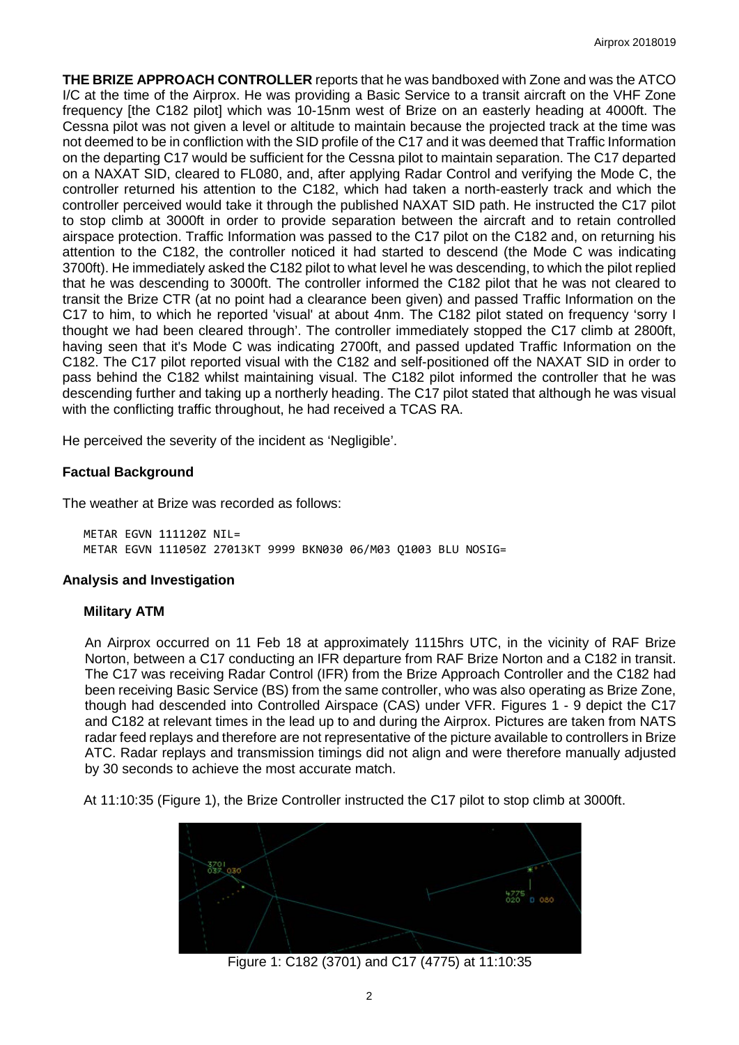**THE BRIZE APPROACH CONTROLLER** reports that he was bandboxed with Zone and was the ATCO I/C at the time of the Airprox. He was providing a Basic Service to a transit aircraft on the VHF Zone frequency [the C182 pilot] which was 10-15nm west of Brize on an easterly heading at 4000ft. The Cessna pilot was not given a level or altitude to maintain because the projected track at the time was not deemed to be in confliction with the SID profile of the C17 and it was deemed that Traffic Information on the departing C17 would be sufficient for the Cessna pilot to maintain separation. The C17 departed on a NAXAT SID, cleared to FL080, and, after applying Radar Control and verifying the Mode C, the controller returned his attention to the C182, which had taken a north-easterly track and which the controller perceived would take it through the published NAXAT SID path. He instructed the C17 pilot to stop climb at 3000ft in order to provide separation between the aircraft and to retain controlled airspace protection. Traffic Information was passed to the C17 pilot on the C182 and, on returning his attention to the C182, the controller noticed it had started to descend (the Mode C was indicating 3700ft). He immediately asked the C182 pilot to what level he was descending, to which the pilot replied that he was descending to 3000ft. The controller informed the C182 pilot that he was not cleared to transit the Brize CTR (at no point had a clearance been given) and passed Traffic Information on the C17 to him, to which he reported 'visual' at about 4nm. The C182 pilot stated on frequency 'sorry I thought we had been cleared through'. The controller immediately stopped the C17 climb at 2800ft, having seen that it's Mode C was indicating 2700ft, and passed updated Traffic Information on the C182. The C17 pilot reported visual with the C182 and self-positioned off the NAXAT SID in order to pass behind the C182 whilst maintaining visual. The C182 pilot informed the controller that he was descending further and taking up a northerly heading. The C17 pilot stated that although he was visual with the conflicting traffic throughout, he had received a TCAS RA.

He perceived the severity of the incident as 'Negligible'.

## Factual Background

The weather at Brize was recorded as follows:

```
METAR EGVN 111120Z NIL=
METAR EGVN 111050Z 27013KT 9999 BKN030 06/M03 Q1003 BLU NOSIG=
```

## Analysis and Investigation

### Military ATM

An Airprox occurred on 11 Feb 18 at approximately 1115hrs UTC, in the vicinity of RAF Brize Norton, between a C17 conducting an IFR departure from RAF Brize Norton and a C182 in transit. The C17 was receiving Radar Control (IFR) from the Brize Approach Controller and the C182 had been receiving Basic Service (BS) from the same controller, who was also operating as Brize Zone, though had descended into Controlled Airspace (CAS) under VFR. Figures 1 - 9 depict the C17 and C182 at relevant times in the lead up to and during the Airprox. Pictures are taken from NATS radar feed replays and therefore are not representative of the picture available to controllers in Brize ATC. Radar replays and transmission timings did not align and were therefore manually adjusted by 30 seconds to achieve the most accurate match.

At 11:10:35 (Figure 1), the Brize Controller instructed the C17 pilot to stop climb at 3000ft.

Figure 1: C182 (3701) and C17 (4775) at 11:10:35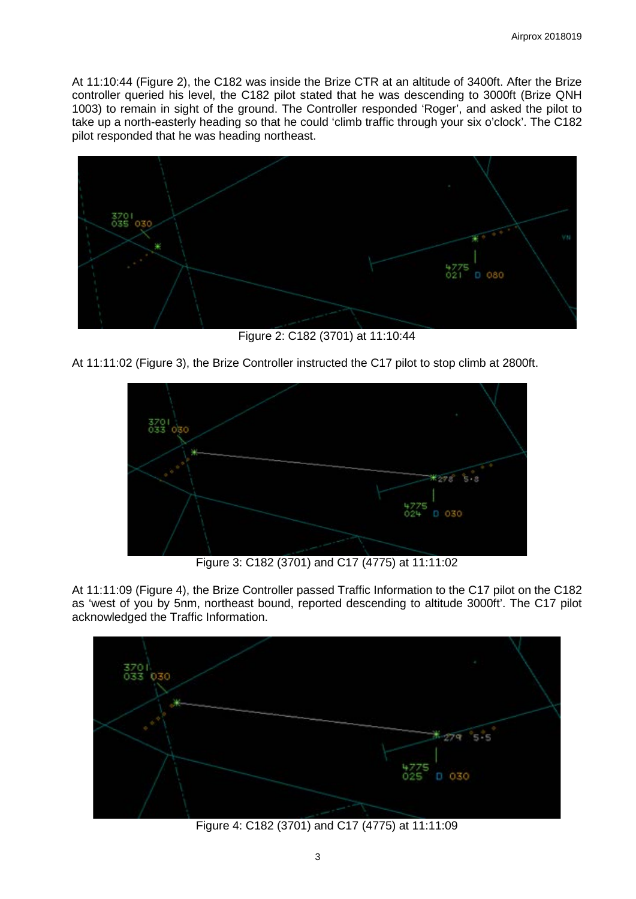At 11:10:44 (Figure 2), the C182 was inside the Brize CTR at an altitude of 3400ft. After the Brize controller queried his level, the C182 pilot stated that he was descending to 3000ft (Brize QNH 1003) to remain in sight of the ground. The Controller responded 'Roger', and asked the pilot to take up a north-easterly heading so that he could 'climb traffic through your six o'clock'. The C182 pilot responded that he was heading northeast.

Figure 2: C182 (3701) at 11:10:44

At 11:11:02 (Figure 3), the Brize Controller instructed the C17 pilot to stop climb at 2800ft.

Figure 3: C182 (3701) and C17 (4775) at 11:11:02

At 11:11:09 (Figure 4), the Brize Controller passed Traffic Information to the C17 pilot on the C182 as 'west of you by 5nm, northeast bound, reported descending to altitude 3000ft'. The C17 pilot acknowledged the Traffic Information.

Figure 4: C182 (3701) and C17 (4775) at 11:11:09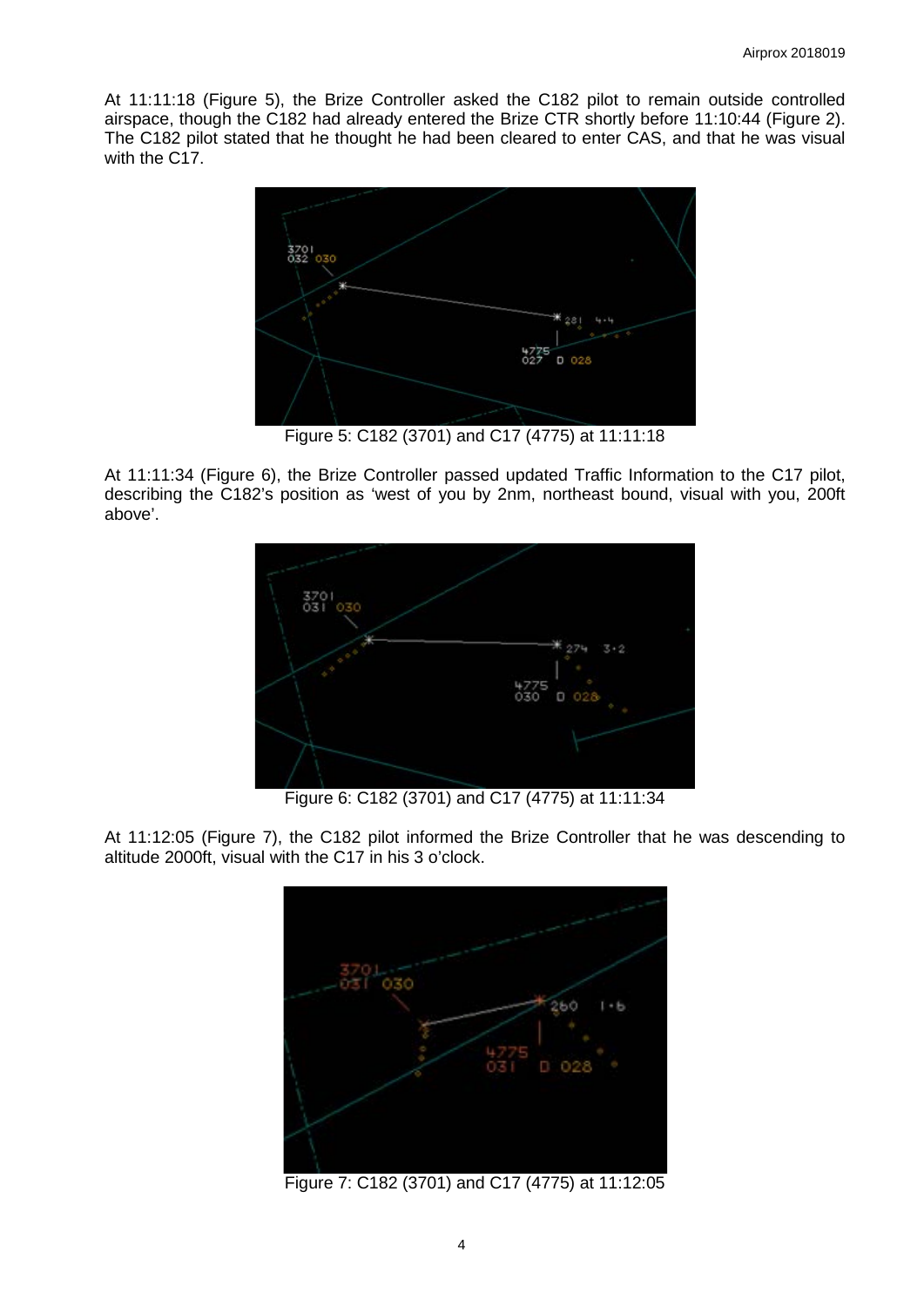At 11:11:18 (Figure 5), the Brize Controller asked the C182 pilot to remain outside controlled airspace, though the C182 had already entered the Brize CTR shortly before 11:10:44 (Figure 2). The C182 pilot stated that he thought he had been cleared to enter CAS, and that he was visual with the C17.

Figure 5: C182 (3701) and C17 (4775) at 11:11:18

At 11:11:34 (Figure 6), the Brize Controller passed updated Traffic Information to the C17 pilot, describing the C182's position as 'west of you by 2nm, northeast bound, visual with you, 200ft above'.

Figure 6: C182 (3701) and C17 (4775) at 11:11:34

At 11:12:05 (Figure 7), the C182 pilot informed the Brize Controller that he was descending to altitude 2000ft, visual with the C17 in his 3 o'clock.

Figure 7: C182 (3701) and C17 (4775) at 11:12:05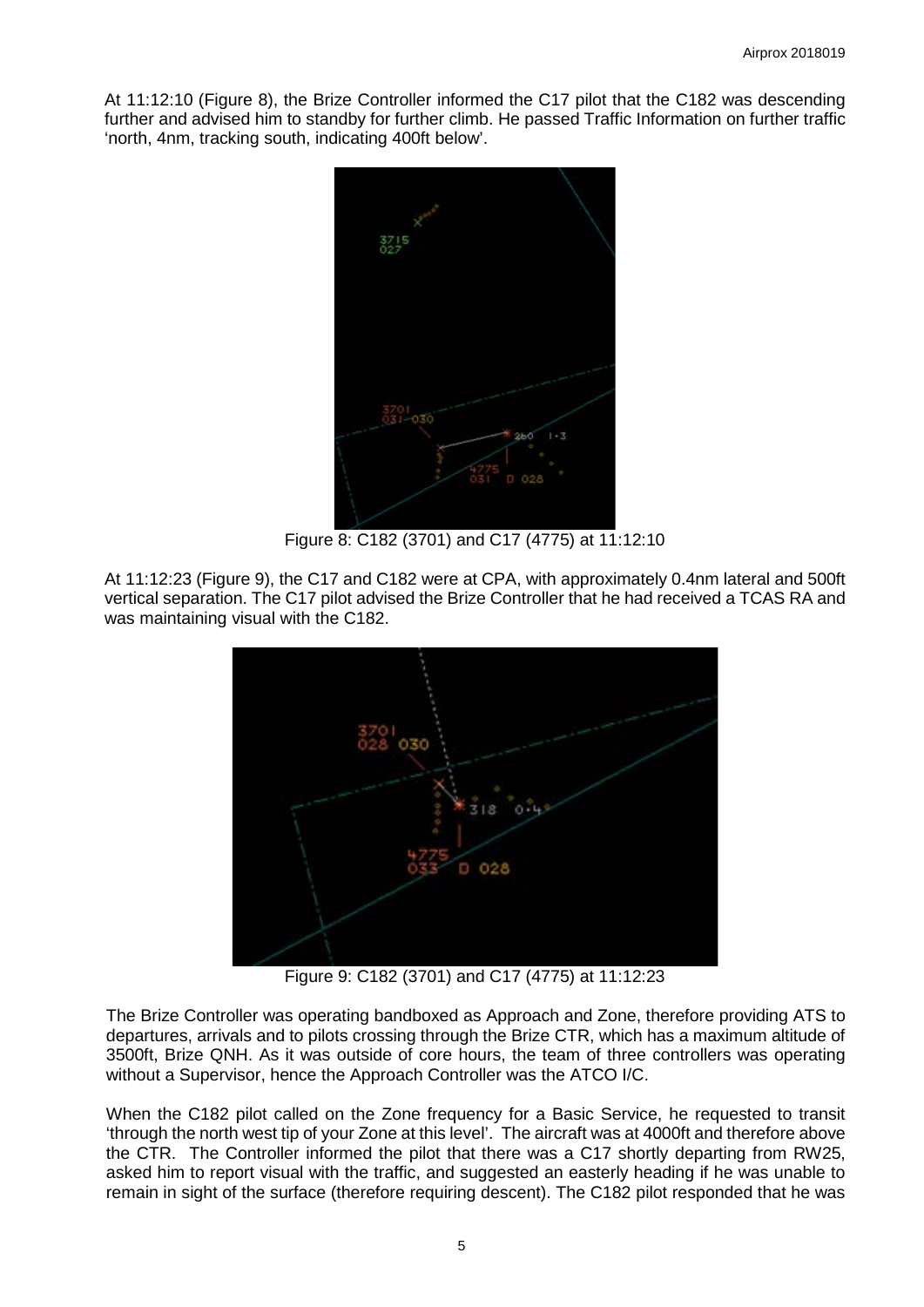At 11:12:10 (Figure 8), the Brize Controller informed the C17 pilot that the C182 was descending further and advised him to standby for further climb. He passed Traffic Information on further traffic 'north, 4nm, tracking south, indicating 400ft below'.

Figure 8: C182 (3701) and C17 (4775) at 11:12:10

At 11:12:23 (Figure 9), the C17 and C182 were at CPA, with approximately 0.4nm lateral and 500ft vertical separation. The C17 pilot advised the Brize Controller that he had received a TCAS RA and was maintaining visual with the C182.

Figure 9: C182 (3701) and C17 (4775) at 11:12:23

The Brize Controller was operating bandboxed as Approach and Zone, therefore providing ATS to departures, arrivals and to pilots crossing through the Brize CTR, which has a maximum altitude of 3500ft, Brize QNH. As it was outside of core hours, the team of three controllers was operating without a Supervisor, hence the Approach Controller was the ATCO I/C.

When the C182 pilot called on the Zone frequency for a Basic Service, he requested to transit 'through the north west tip of your Zone at this level'. The aircraft was at 4000ft and therefore above the CTR. The Controller informed the pilot that there was a C17 shortly departing from RW25, asked him to report visual with the traffic, and suggested an easterly heading if he was unable to remain in sight of the surface (therefore requiring descent). The C182 pilot responded that he was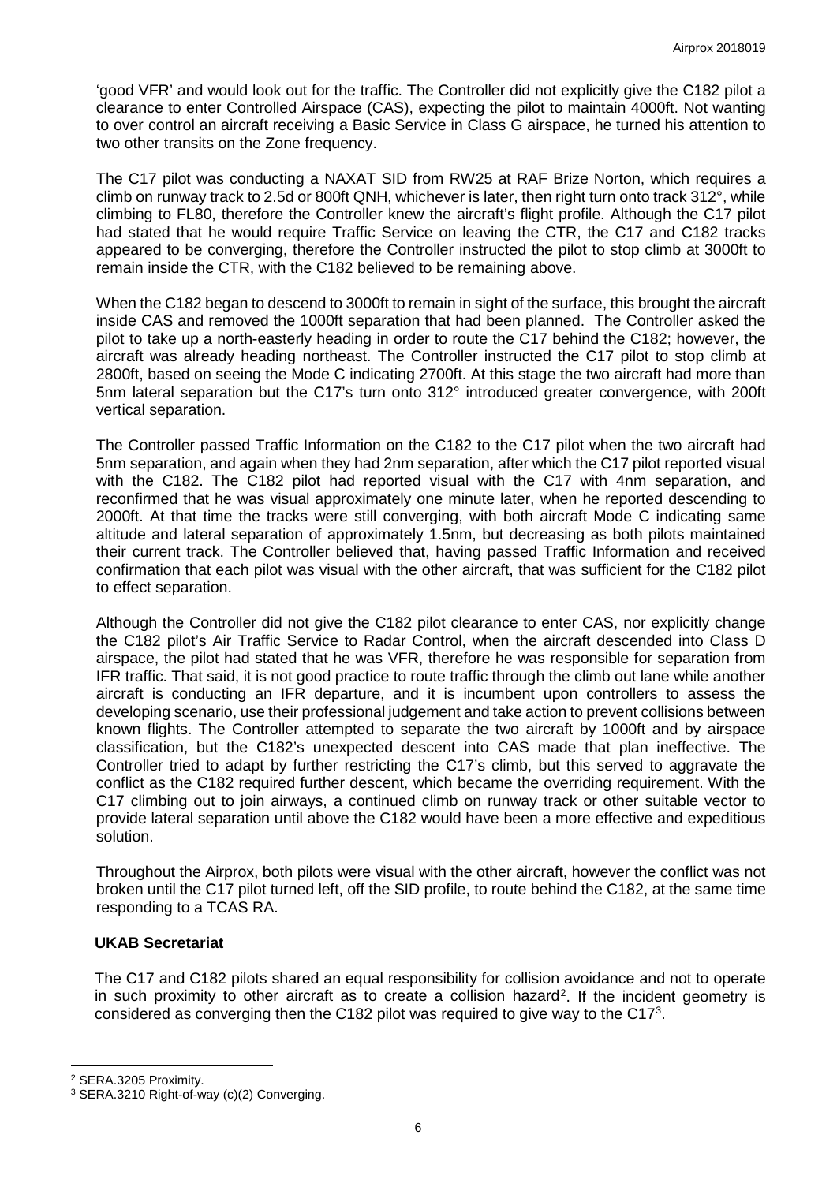'good VFR' and would look out for the traffic. The Controller did not explicitly give the C182 pilot a clearance to enter Controlled Airspace (CAS), expecting the pilot to maintain 4000ft. Not wanting to over control an aircraft receiving a Basic Service in Class G airspace, he turned his attention to two other transits on the Zone frequency.

The C17 pilot was conducting a NAXAT SID from RW25 at RAF Brize Norton, which requires a climb on runway track to 2.5d or 800ft QNH, whichever is later, then right turn onto track 312°, while climbing to FL80, therefore the Controller knew the aircraft's flight profile. Although the C17 pilot had stated that he would require Traffic Service on leaving the CTR, the C17 and C182 tracks appeared to be converging, therefore the Controller instructed the pilot to stop climb at 3000ft to remain inside the CTR, with the C182 believed to be remaining above.

When the C182 began to descend to 3000ft to remain in sight of the surface, this brought the aircraft inside CAS and removed the 1000ft separation that had been planned. The Controller asked the pilot to take up a north-easterly heading in order to route the C17 behind the C182; however, the aircraft was already heading northeast. The Controller instructed the C17 pilot to stop climb at 2800ft, based on seeing the Mode C indicating 2700ft. At this stage the two aircraft had more than 5nm lateral separation but the C17's turn onto 312° introduced greater convergence, with 200ft vertical separation.

The Controller passed Traffic Information on the C182 to the C17 pilot when the two aircraft had 5nm separation, and again when they had 2nm separation, after which the C17 pilot reported visual with the C182. The C182 pilot had reported visual with the C17 with 4nm separation, and reconfirmed that he was visual approximately one minute later, when he reported descending to 2000ft. At that time the tracks were still converging, with both aircraft Mode C indicating same altitude and lateral separation of approximately 1.5nm, but decreasing as both pilots maintained their current track. The Controller believed that, having passed Traffic Information and received confirmation that each pilot was visual with the other aircraft, that was sufficient for the C182 pilot to effect separation.

Although the Controller did not give the C182 pilot clearance to enter CAS, nor explicitly change the C182 pilot's Air Traffic Service to Radar Control, when the aircraft descended into Class D airspace, the pilot had stated that he was VFR, therefore he was responsible for separation from IFR traffic. That said, it is not good practice to route traffic through the climb out lane while another aircraft is conducting an IFR departure, and it is incumbent upon controllers to assess the developing scenario, use their professional judgement and take action to prevent collisions between known flights. The Controller attempted to separate the two aircraft by 1000ft and by airspace classification, but the C182's unexpected descent into CAS made that plan ineffective. The Controller tried to adapt by further restricting the C17's climb, but this served to aggravate the conflict as the C182 required further descent, which became the overriding requirement. With the C17 climbing out to join airways, a continued climb on runway track or other suitable vector to provide lateral separation until above the C182 would have been a more effective and expeditious solution.

Throughout the Airprox, both pilots were visual with the other aircraft, however the conflict was not broken until the C17 pilot turned left, off the SID profile, to route behind the C182, at the same time responding to a TCAS RA.

### UKAB Secretariat

The C17 and C182 pilots shared an equal responsibility for collision avoidance and not to operate in such proximity to other aircraft as to create a collision hazard[2]. If the incident geometry is considered as converging then the C182 pilot was required to give way to the C17[3].

---

[2] SERA.3205 Proximity.

[3] SERA.3210 Right-of-way (c)(2) Converging.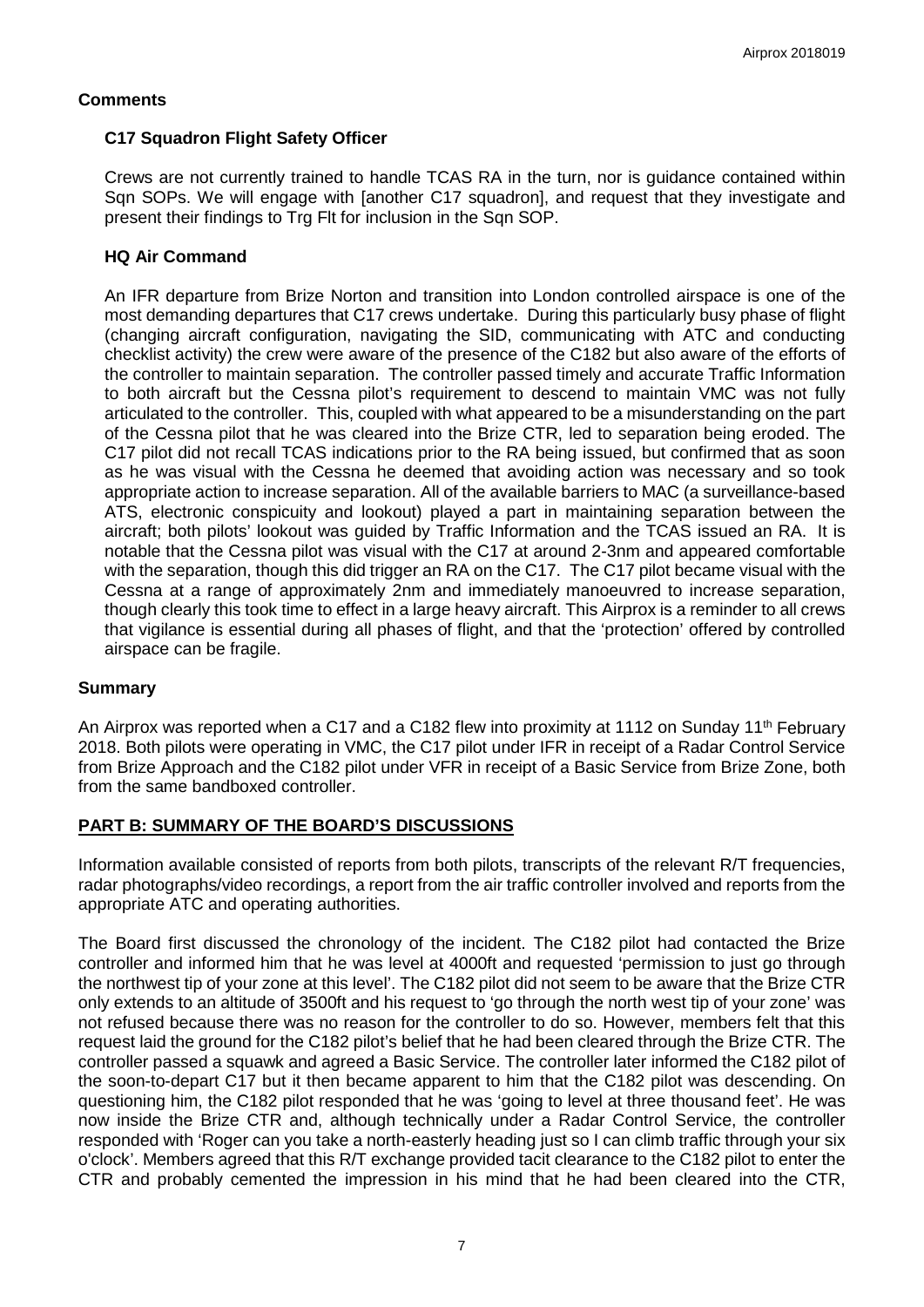### Comments

#### C17 Squadron Flight Safety Officer

Crews are not currently trained to handle TCAS RA in the turn, nor is guidance contained within Sqn SOPs. We will engage with [another C17 squadron], and request that they investigate and present their findings to Trg Flt for inclusion in the Sqn SOP.

#### HQ Air Command

An IFR departure from Brize Norton and transition into London controlled airspace is one of the most demanding departures that C17 crews undertake. During this particularly busy phase of flight (changing aircraft configuration, navigating the SID, communicating with ATC and conducting checklist activity) the crew were aware of the presence of the C182 but also aware of the efforts of the controller to maintain separation. The controller passed timely and accurate Traffic Information to both aircraft but the Cessna pilot's requirement to descend to maintain VMC was not fully articulated to the controller. This, coupled with what appeared to be a misunderstanding on the part of the Cessna pilot that he was cleared into the Brize CTR, led to separation being eroded. The C17 pilot did not recall TCAS indications prior to the RA being issued, but confirmed that as soon as he was visual with the Cessna he deemed that avoiding action was necessary and so took appropriate action to increase separation. All of the available barriers to MAC (a surveillance-based ATS, electronic conspicuity and lookout) played a part in maintaining separation between the aircraft; both pilots' lookout was guided by Traffic Information and the TCAS issued an RA. It is notable that the Cessna pilot was visual with the C17 at around 2-3nm and appeared comfortable with the separation, though this did trigger an RA on the C17. The C17 pilot became visual with the Cessna at a range of approximately 2nm and immediately manoeuvred to increase separation, though clearly this took time to effect in a large heavy aircraft. This Airprox is a reminder to all crews that vigilance is essential during all phases of flight, and that the 'protection' offered by controlled airspace can be fragile.

### Summary

An Airprox was reported when a C17 and a C182 flew into proximity at 1112 on Sunday 11th February 2018. Both pilots were operating in VMC, the C17 pilot under IFR in receipt of a Radar Control Service from Brize Approach and the C182 pilot under VFR in receipt of a Basic Service from Brize Zone, both from the same bandboxed controller.

## PART B: SUMMARY OF THE BOARD'S DISCUSSIONS

Information available consisted of reports from both pilots, transcripts of the relevant R/T frequencies, radar photographs/video recordings, a report from the air traffic controller involved and reports from the appropriate ATC and operating authorities.

The Board first discussed the chronology of the incident. The C182 pilot had contacted the Brize controller and informed him that he was level at 4000ft and requested 'permission to just go through the northwest tip of your zone at this level'. The C182 pilot did not seem to be aware that the Brize CTR only extends to an altitude of 3500ft and his request to 'go through the north west tip of your zone' was not refused because there was no reason for the controller to do so. However, members felt that this request laid the ground for the C182 pilot's belief that he had been cleared through the Brize CTR. The controller passed a squawk and agreed a Basic Service. The controller later informed the C182 pilot of the soon-to-depart C17 but it then became apparent to him that the C182 pilot was descending. On questioning him, the C182 pilot responded that he was 'going to level at three thousand feet'. He was now inside the Brize CTR and, although technically under a Radar Control Service, the controller responded with 'Roger can you take a north-easterly heading just so I can climb traffic through your six o'clock'. Members agreed that this R/T exchange provided tacit clearance to the C182 pilot to enter the CTR and probably cemented the impression in his mind that he had been cleared into the CTR,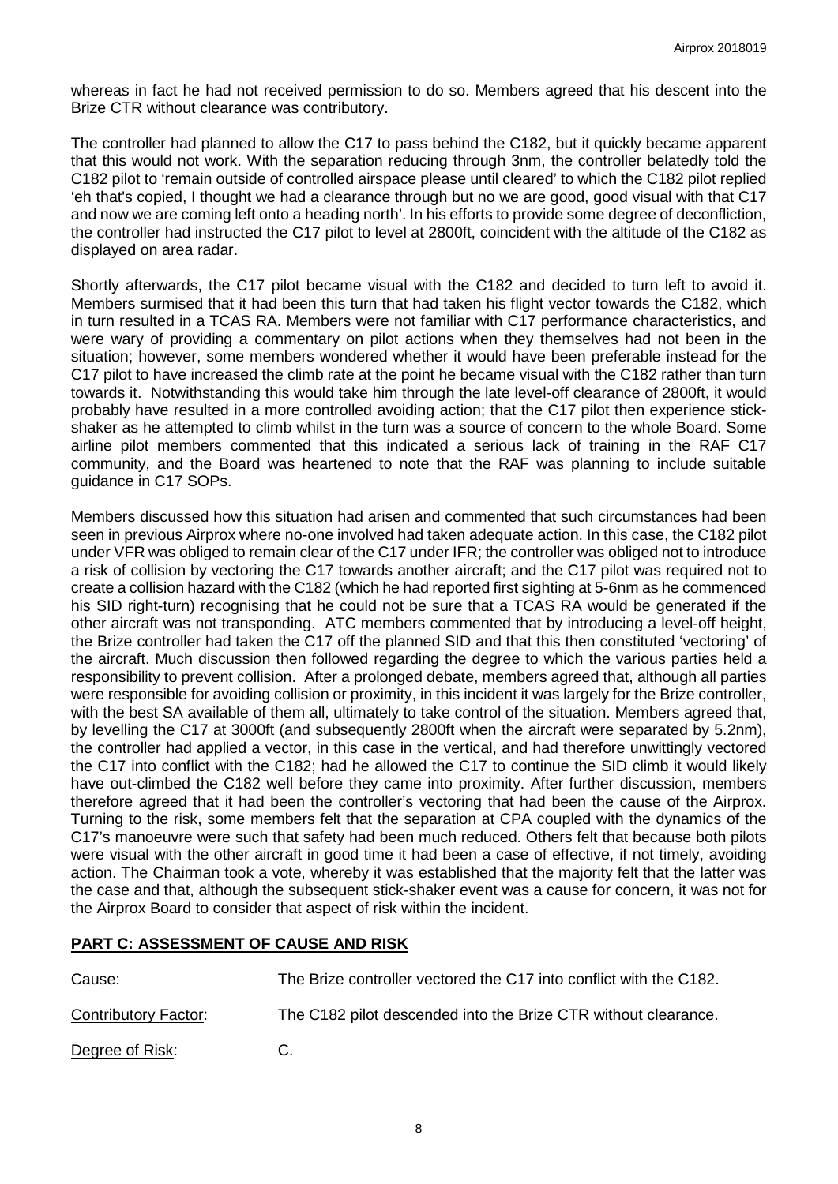whereas in fact he had not received permission to do so. Members agreed that his descent into the Brize CTR without clearance was contributory.

The controller had planned to allow the C17 to pass behind the C182, but it quickly became apparent that this would not work. With the separation reducing through 3nm, the controller belatedly told the C182 pilot to 'remain outside of controlled airspace please until cleared' to which the C182 pilot replied 'eh that's copied, I thought we had a clearance through but no we are good, good visual with that C17 and now we are coming left onto a heading north'. In his efforts to provide some degree of deconfliction, the controller had instructed the C17 pilot to level at 2800ft, coincident with the altitude of the C182 as displayed on area radar.

Shortly afterwards, the C17 pilot became visual with the C182 and decided to turn left to avoid it. Members surmised that it had been this turn that had taken his flight vector towards the C182, which in turn resulted in a TCAS RA. Members were not familiar with C17 performance characteristics, and were wary of providing a commentary on pilot actions when they themselves had not been in the situation; however, some members wondered whether it would have been preferable instead for the C17 pilot to have increased the climb rate at the point he became visual with the C182 rather than turn towards it. Notwithstanding this would take him through the late level-off clearance of 2800ft, it would probably have resulted in a more controlled avoiding action; that the C17 pilot then experience stick-shaker as he attempted to climb whilst in the turn was a source of concern to the whole Board. Some airline pilot members commented that this indicated a serious lack of training in the RAF C17 community, and the Board was heartened to note that the RAF was planning to include suitable guidance in C17 SOPs.

Members discussed how this situation had arisen and commented that such circumstances had been seen in previous Airprox where no-one involved had taken adequate action. In this case, the C182 pilot under VFR was obliged to remain clear of the C17 under IFR; the controller was obliged not to introduce a risk of collision by vectoring the C17 towards another aircraft; and the C17 pilot was required not to create a collision hazard with the C182 (which he had reported first sighting at 5-6nm as he commenced his SID right-turn) recognising that he could not be sure that a TCAS RA would be generated if the other aircraft was not transponding. ATC members commented that by introducing a level-off height, the Brize controller had taken the C17 off the planned SID and that this then constituted 'vectoring' of the aircraft. Much discussion then followed regarding the degree to which the various parties held a responsibility to prevent collision. After a prolonged debate, members agreed that, although all parties were responsible for avoiding collision or proximity, in this incident it was largely for the Brize controller, with the best SA available of them all, ultimately to take control of the situation. Members agreed that, by levelling the C17 at 3000ft (and subsequently 2800ft when the aircraft were separated by 5.2nm), the controller had applied a vector, in this case in the vertical, and had therefore unwittingly vectored the C17 into conflict with the C182; had he allowed the C17 to continue the SID climb it would likely have out-climbed the C182 well before they came into proximity. After further discussion, members therefore agreed that it had been the controller's vectoring that had been the cause of the Airprox. Turning to the risk, some members felt that the separation at CPA coupled with the dynamics of the C17's manoeuvre were such that safety had been much reduced. Others felt that because both pilots were visual with the other aircraft in good time it had been a case of effective, if not timely, avoiding action. The Chairman took a vote, whereby it was established that the majority felt that the latter was the case and that, although the subsequent stick-shaker event was a cause for concern, it was not for the Airprox Board to consider that aspect of risk within the incident.

## PART C: ASSESSMENT OF CAUSE AND RISK

| | |
|---|---|
| Cause: | The Brize controller vectored the C17 into conflict with the C182. |
| Contributory Factor: | The C182 pilot descended into the Brize CTR without clearance. |
| Degree of Risk: | C. |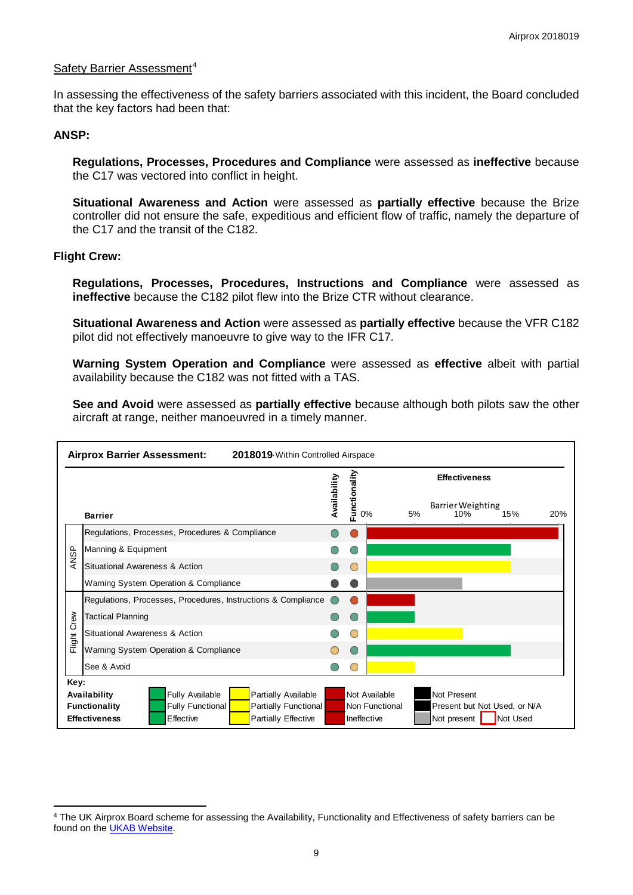Safety Barrier Assessment[4]

In assessing the effectiveness of the safety barriers associated with this incident, the Board concluded that the key factors had been that:

**ANSP:**

**Regulations, Processes, Procedures and Compliance** were assessed as **ineffective** because the C17 was vectored into conflict in height.

**Situational Awareness and Action** were assessed as **partially effective** because the Brize controller did not ensure the safe, expeditious and efficient flow of traffic, namely the departure of the C17 and the transit of the C182.

**Flight Crew:**

**Regulations, Processes, Procedures, Instructions and Compliance** were assessed as **ineffective** because the C182 pilot flew into the Brize CTR without clearance.

**Situational Awareness and Action** were assessed as **partially effective** because the VFR C182 pilot did not effectively manoeuvre to give way to the IFR C17.

**Warning System Operation and Compliance** were assessed as **effective** albeit with partial availability because the C182 was not fitted with a TAS.

**See and Avoid** were assessed as **partially effective** because although both pilots saw the other aircraft at range, neither manoeuvred in a timely manner.

**Airprox Barrier Assessment:** **2018019** Within Controlled Airspace

Barrier
Availability
Functionality
Effectiveness
Barrier Weighting
0% 5% 10% 15% 20%

ANSP
Regulations, Processes, Procedures & Compliance
Manning & Equipment
Situational Awareness & Action
Warning System Operation & Compliance

Flight Crew
Regulations, Processes, Procedures, Instructions & Compliance
Tactical Planning
Situational Awareness & Action
Warning System Operation & Compliance
See & Avoid

Key:
Availability: Fully Available, Partially Available, Not Available, Not Present
Functionality: Fully Functional, Partially Functional, Non Functional, Present but Not Used, or N/A
Effectiveness: Effective, Partially Effective, Ineffective, Not present, Not Used

---

[4] The UK Airprox Board scheme for assessing the Availability, Functionality and Effectiveness of safety barriers can be found on the [UKAB Website](UKAB Website).